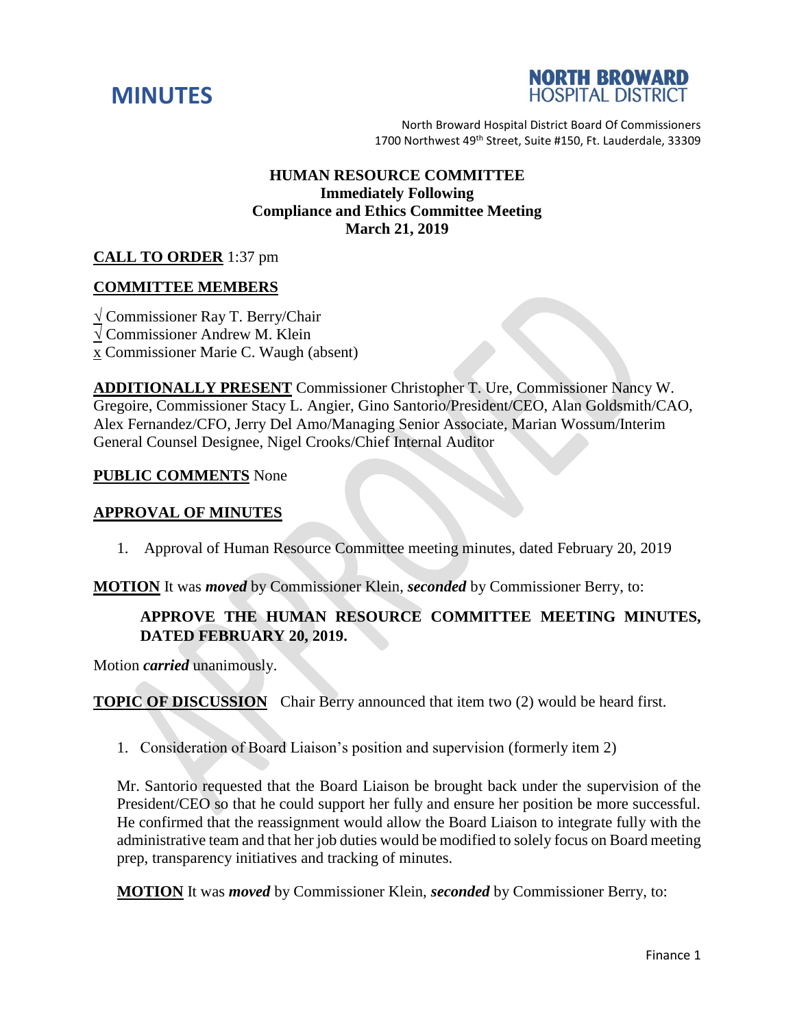# MINUTES

**NORTH BROWARD HOSPITAL DISTRICT**

North Broward Hospital District Board Of Commissioners
1700 Northwest 49th Street, Suite #150, Ft. Lauderdale, 33309

**HUMAN RESOURCE COMMITTEE**
**Immediately Following**
**Compliance and Ethics Committee Meeting**
**March 21, 2019**

**CALL TO ORDER** 1:37 pm

**COMMITTEE MEMBERS**

√ Commissioner Ray T. Berry/Chair
√ Commissioner Andrew M. Klein
x Commissioner Marie C. Waugh (absent)

**ADDITIONALLY PRESENT** Commissioner Christopher T. Ure, Commissioner Nancy W. Gregoire, Commissioner Stacy L. Angier, Gino Santorio/President/CEO, Alan Goldsmith/CAO, Alex Fernandez/CFO, Jerry Del Amo/Managing Senior Associate, Marian Wossum/Interim General Counsel Designee, Nigel Crooks/Chief Internal Auditor

**PUBLIC COMMENTS** None

**APPROVAL OF MINUTES**

1. Approval of Human Resource Committee meeting minutes, dated February 20, 2019

**MOTION** It was ***moved*** by Commissioner Klein, ***seconded*** by Commissioner Berry, to:

> **APPROVE THE HUMAN RESOURCE COMMITTEE MEETING MINUTES, DATED FEBRUARY 20, 2019.**

Motion ***carried*** unanimously.

**TOPIC OF DISCUSSION** Chair Berry announced that item two (2) would be heard first.

1. Consideration of Board Liaison's position and supervision (formerly item 2)

Mr. Santorio requested that the Board Liaison be brought back under the supervision of the President/CEO so that he could support her fully and ensure her position be more successful. He confirmed that the reassignment would allow the Board Liaison to integrate fully with the administrative team and that her job duties would be modified to solely focus on Board meeting prep, transparency initiatives and tracking of minutes.

**MOTION** It was ***moved*** by Commissioner Klein, ***seconded*** by Commissioner Berry, to: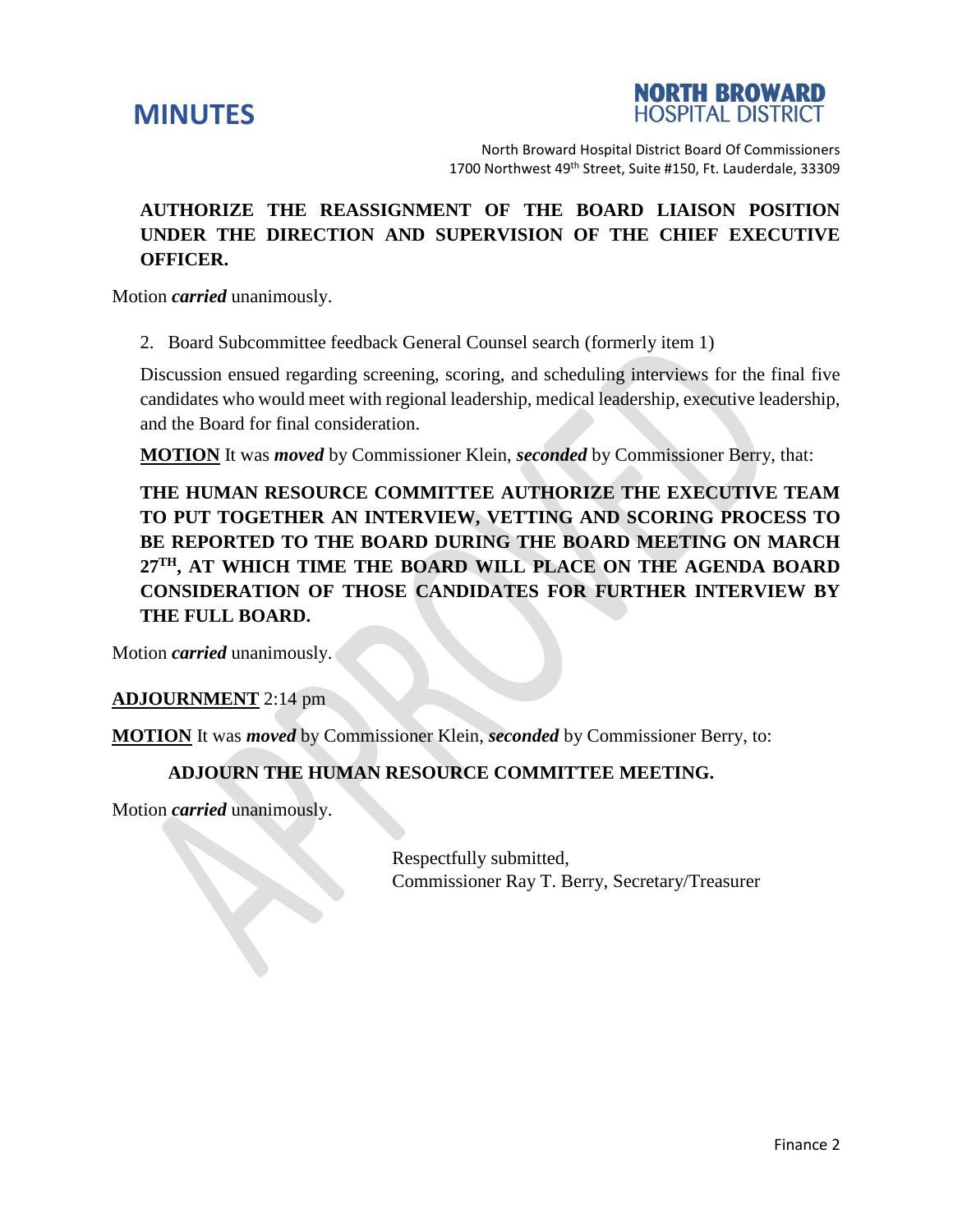**AUTHORIZE THE REASSIGNMENT OF THE BOARD LIAISON POSITION UNDER THE DIRECTION AND SUPERVISION OF THE CHIEF EXECUTIVE OFFICER.**

Motion ***carried*** unanimously.

2. Board Subcommittee feedback General Counsel search (formerly item 1)

   Discussion ensued regarding screening, scoring, and scheduling interviews for the final five candidates who would meet with regional leadership, medical leadership, executive leadership, and the Board for final consideration.

   **MOTION** It was ***moved*** by Commissioner Klein, ***seconded*** by Commissioner Berry, that:

   **THE HUMAN RESOURCE COMMITTEE AUTHORIZE THE EXECUTIVE TEAM TO PUT TOGETHER AN INTERVIEW, VETTING AND SCORING PROCESS TO BE REPORTED TO THE BOARD DURING THE BOARD MEETING ON MARCH 27TH, AT WHICH TIME THE BOARD WILL PLACE ON THE AGENDA BOARD CONSIDERATION OF THOSE CANDIDATES FOR FURTHER INTERVIEW BY THE FULL BOARD.**

Motion ***carried*** unanimously.

**ADJOURNMENT** 2:14 pm

**MOTION** It was ***moved*** by Commissioner Klein, ***seconded*** by Commissioner Berry, to:

**ADJOURN THE HUMAN RESOURCE COMMITTEE MEETING.**

Motion ***carried*** unanimously.

Respectfully submitted,
Commissioner Ray T. Berry, Secretary/Treasurer